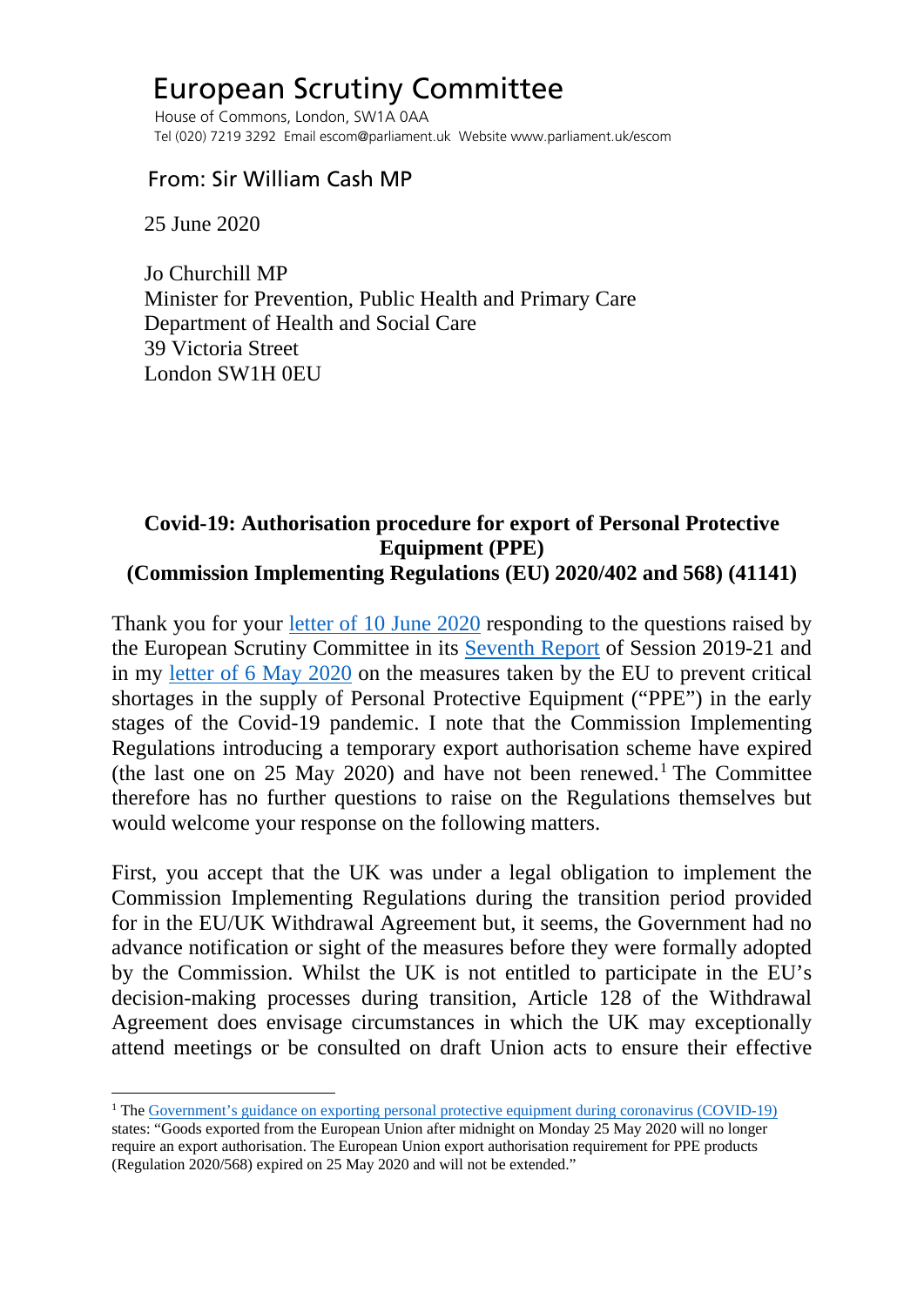# European Scrutiny Committee

House of Commons, London, SW1A 0AA
Tel (020) 7219 3292 Email escom@parliament.uk Website www.parliament.uk/escom

## From: Sir William Cash MP

25 June 2020

Jo Churchill MP
Minister for Prevention, Public Health and Primary Care
Department of Health and Social Care
39 Victoria Street
London SW1H 0EU

**Covid-19: Authorisation procedure for export of Personal Protective Equipment (PPE)**
**(Commission Implementing Regulations (EU) 2020/402 and 568) (41141)**

Thank you for your letter of 10 June 2020 responding to the questions raised by the European Scrutiny Committee in its Seventh Report of Session 2019-21 and in my letter of 6 May 2020 on the measures taken by the EU to prevent critical shortages in the supply of Personal Protective Equipment ("PPE") in the early stages of the Covid-19 pandemic. I note that the Commission Implementing Regulations introducing a temporary export authorisation scheme have expired (the last one on 25 May 2020) and have not been renewed.[1] The Committee therefore has no further questions to raise on the Regulations themselves but would welcome your response on the following matters.

First, you accept that the UK was under a legal obligation to implement the Commission Implementing Regulations during the transition period provided for in the EU/UK Withdrawal Agreement but, it seems, the Government had no advance notification or sight of the measures before they were formally adopted by the Commission. Whilst the UK is not entitled to participate in the EU's decision-making processes during transition, Article 128 of the Withdrawal Agreement does envisage circumstances in which the UK may exceptionally attend meetings or be consulted on draft Union acts to ensure their effective

---

[1] The Government's guidance on exporting personal protective equipment during coronavirus (COVID-19) states: "Goods exported from the European Union after midnight on Monday 25 May 2020 will no longer require an export authorisation. The European Union export authorisation requirement for PPE products (Regulation 2020/568) expired on 25 May 2020 and will not be extended."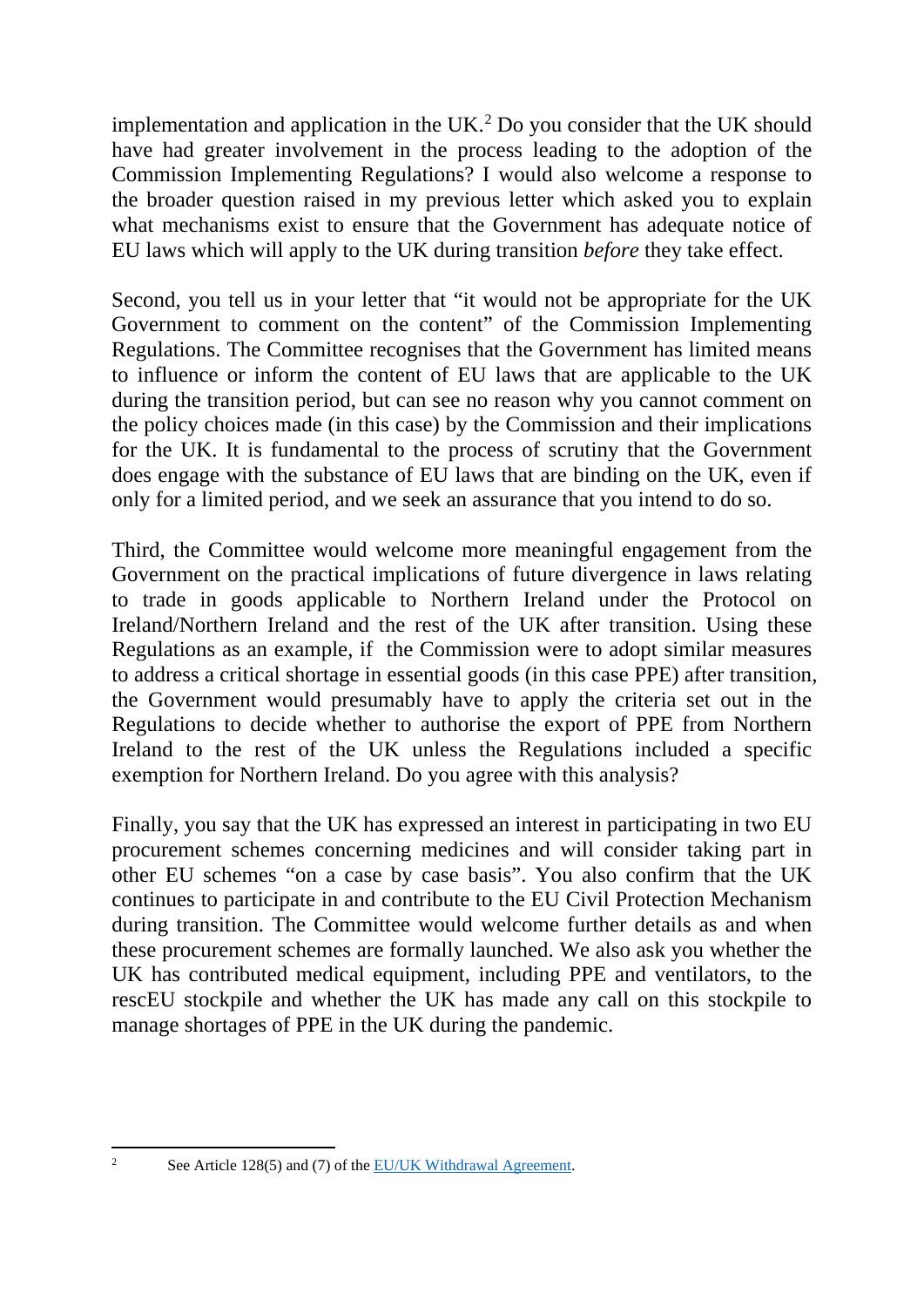implementation and application in the UK.[2] Do you consider that the UK should have had greater involvement in the process leading to the adoption of the Commission Implementing Regulations? I would also welcome a response to the broader question raised in my previous letter which asked you to explain what mechanisms exist to ensure that the Government has adequate notice of EU laws which will apply to the UK during transition *before* they take effect.

Second, you tell us in your letter that "it would not be appropriate for the UK Government to comment on the content" of the Commission Implementing Regulations. The Committee recognises that the Government has limited means to influence or inform the content of EU laws that are applicable to the UK during the transition period, but can see no reason why you cannot comment on the policy choices made (in this case) by the Commission and their implications for the UK. It is fundamental to the process of scrutiny that the Government does engage with the substance of EU laws that are binding on the UK, even if only for a limited period, and we seek an assurance that you intend to do so.

Third, the Committee would welcome more meaningful engagement from the Government on the practical implications of future divergence in laws relating to trade in goods applicable to Northern Ireland under the Protocol on Ireland/Northern Ireland and the rest of the UK after transition. Using these Regulations as an example, if the Commission were to adopt similar measures to address a critical shortage in essential goods (in this case PPE) after transition, the Government would presumably have to apply the criteria set out in the Regulations to decide whether to authorise the export of PPE from Northern Ireland to the rest of the UK unless the Regulations included a specific exemption for Northern Ireland. Do you agree with this analysis?

Finally, you say that the UK has expressed an interest in participating in two EU procurement schemes concerning medicines and will consider taking part in other EU schemes "on a case by case basis". You also confirm that the UK continues to participate in and contribute to the EU Civil Protection Mechanism during transition. The Committee would welcome further details as and when these procurement schemes are formally launched. We also ask you whether the UK has contributed medical equipment, including PPE and ventilators, to the rescEU stockpile and whether the UK has made any call on this stockpile to manage shortages of PPE in the UK during the pandemic.

---

[2] See Article 128(5) and (7) of the [EU/UK Withdrawal Agreement](#).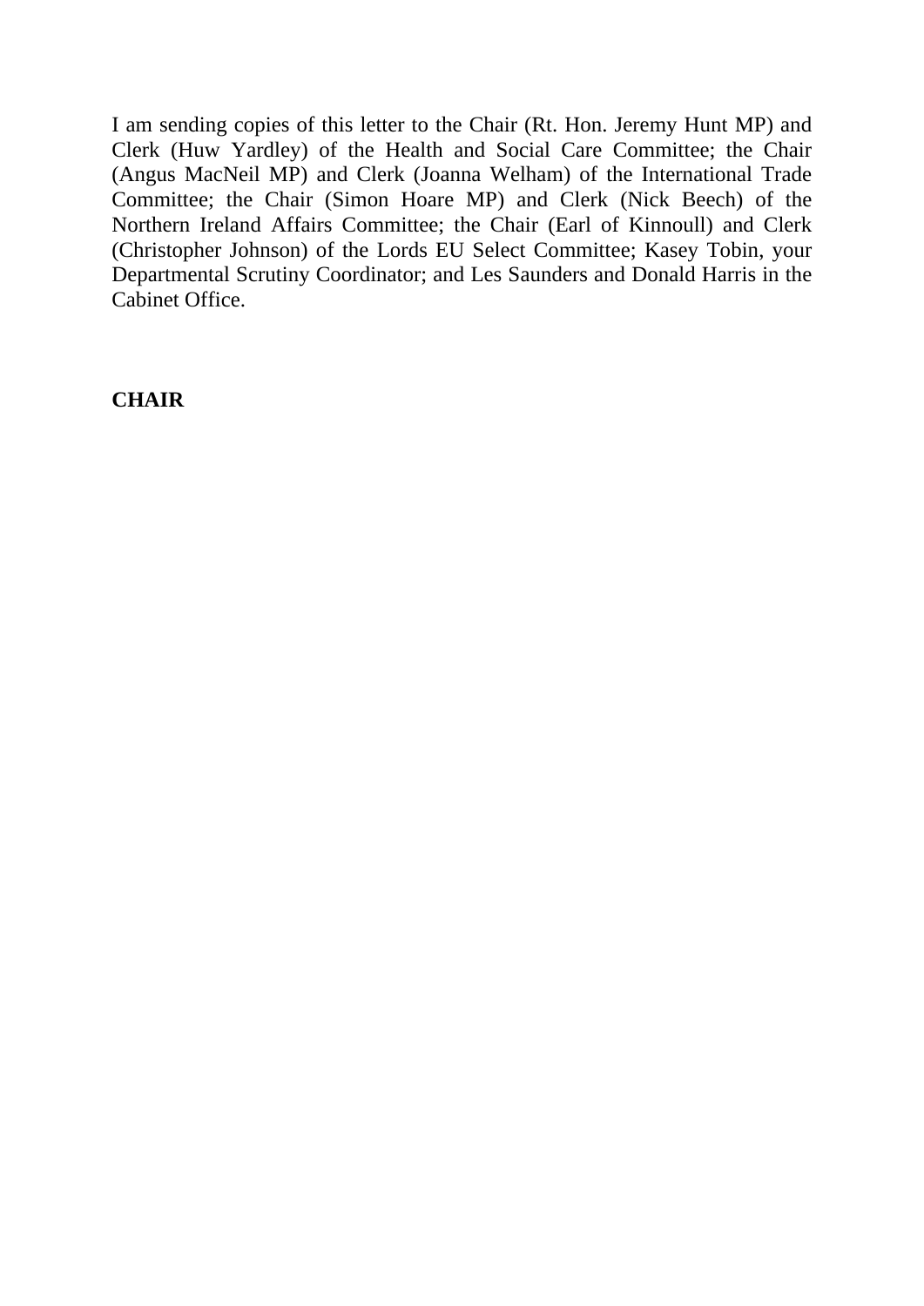I am sending copies of this letter to the Chair (Rt. Hon. Jeremy Hunt MP) and Clerk (Huw Yardley) of the Health and Social Care Committee; the Chair (Angus MacNeil MP) and Clerk (Joanna Welham) of the International Trade Committee; the Chair (Simon Hoare MP) and Clerk (Nick Beech) of the Northern Ireland Affairs Committee; the Chair (Earl of Kinnoull) and Clerk (Christopher Johnson) of the Lords EU Select Committee; Kasey Tobin, your Departmental Scrutiny Coordinator; and Les Saunders and Donald Harris in the Cabinet Office.

**CHAIR**